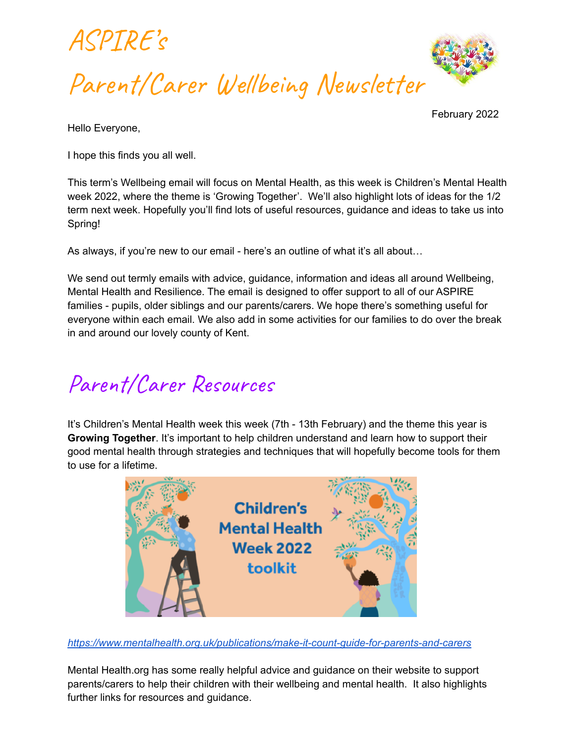# ASPIRE's

# Parent/Carer Wellbeing Newsletter

February 2022

Hello Everyone,

I hope this finds you all well.

This term's Wellbeing email will focus on Mental Health, as this week is Children's Mental Health week 2022, where the theme is 'Growing Together'. We'll also highlight lots of ideas for the 1/2 term next week. Hopefully you'll find lots of useful resources, guidance and ideas to take us into Spring!

As always, if you're new to our email - here's an outline of what it's all about…

We send out termly emails with advice, guidance, information and ideas all around Wellbeing, Mental Health and Resilience. The email is designed to offer support to all of our ASPIRE families - pupils, older siblings and our parents/carers. We hope there's something useful for everyone within each email. We also add in some activities for our families to do over the break in and around our lovely county of Kent.

## Parent/Carer Resources

It's Children's Mental Health week this week (7th - 13th February) and the theme this year is **Growing Together**. It's important to help children understand and learn how to support their good mental health through strategies and techniques that will hopefully become tools for them to use for a lifetime.

*https://www.mentalhealth.org.uk/publications/make-it-count-guide-for-parents-and-carers*

Mental Health.org has some really helpful advice and guidance on their website to support parents/carers to help their children with their wellbeing and mental health. It also highlights further links for resources and guidance.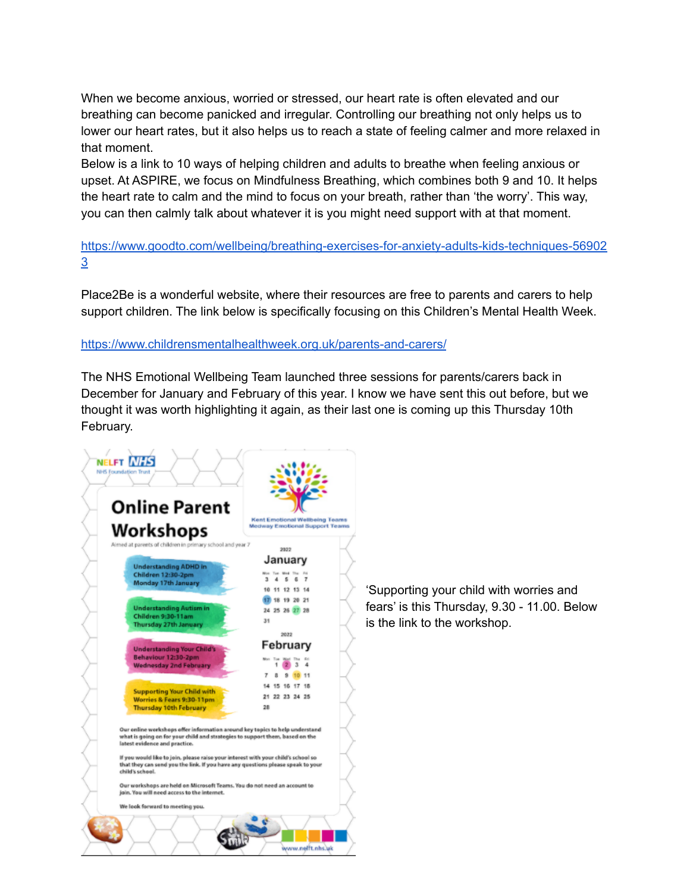When we become anxious, worried or stressed, our heart rate is often elevated and our breathing can become panicked and irregular. Controlling our breathing not only helps us to lower our heart rates, but it also helps us to reach a state of feeling calmer and more relaxed in that moment.

Below is a link to 10 ways of helping children and adults to breathe when feeling anxious or upset. At ASPIRE, we focus on Mindfulness Breathing, which combines both 9 and 10. It helps the heart rate to calm and the mind to focus on your breath, rather than 'the worry'. This way, you can then calmly talk about whatever it is you might need support with at that moment.

https://www.goodto.com/wellbeing/breathing-exercises-for-anxiety-adults-kids-techniques-569023

Place2Be is a wonderful website, where their resources are free to parents and carers to help support children. The link below is specifically focusing on this Children's Mental Health Week.

https://www.childrensmentalhealthweek.org.uk/parents-and-carers/

The NHS Emotional Wellbeing Team launched three sessions for parents/carers back in December for January and February of this year. I know we have sent this out before, but we thought it was worth highlighting it again, as their last one is coming up this Thursday 10th February.

NELFT NHS
NHS Foundation Trust

Kent Emotional Wellbeing Teams
Medway Emotional Support Teams

## Online Parent Workshops

Aimed at parents of children in primary school and year 7

- Understanding ADHD in Children 12:30-2pm Monday 17th January
- Understanding Autism in Children 9:30-11am Thursday 27th January
- Understanding Your Child's Behaviour 12:30-2pm Wednesday 2nd February
- Supporting Your Child with Worries & Fears 9:30-11pm Thursday 10th February

Our online workshops offer information around key topics to help understand what is going on for your child and strategies to support them, based on the latest evidence and practice.

If you would like to join, please raise your interest with your child's school so that they can send you the link. If you have any questions please speak to your child's school.

Our workshops are held on Microsoft Teams. You do not need an account to join. You will need access to the internet.

We look forward to meeting you.

www.nelft.nhs.uk

'Supporting your child with worries and fears' is this Thursday, 9.30 - 11.00. Below is the link to the workshop.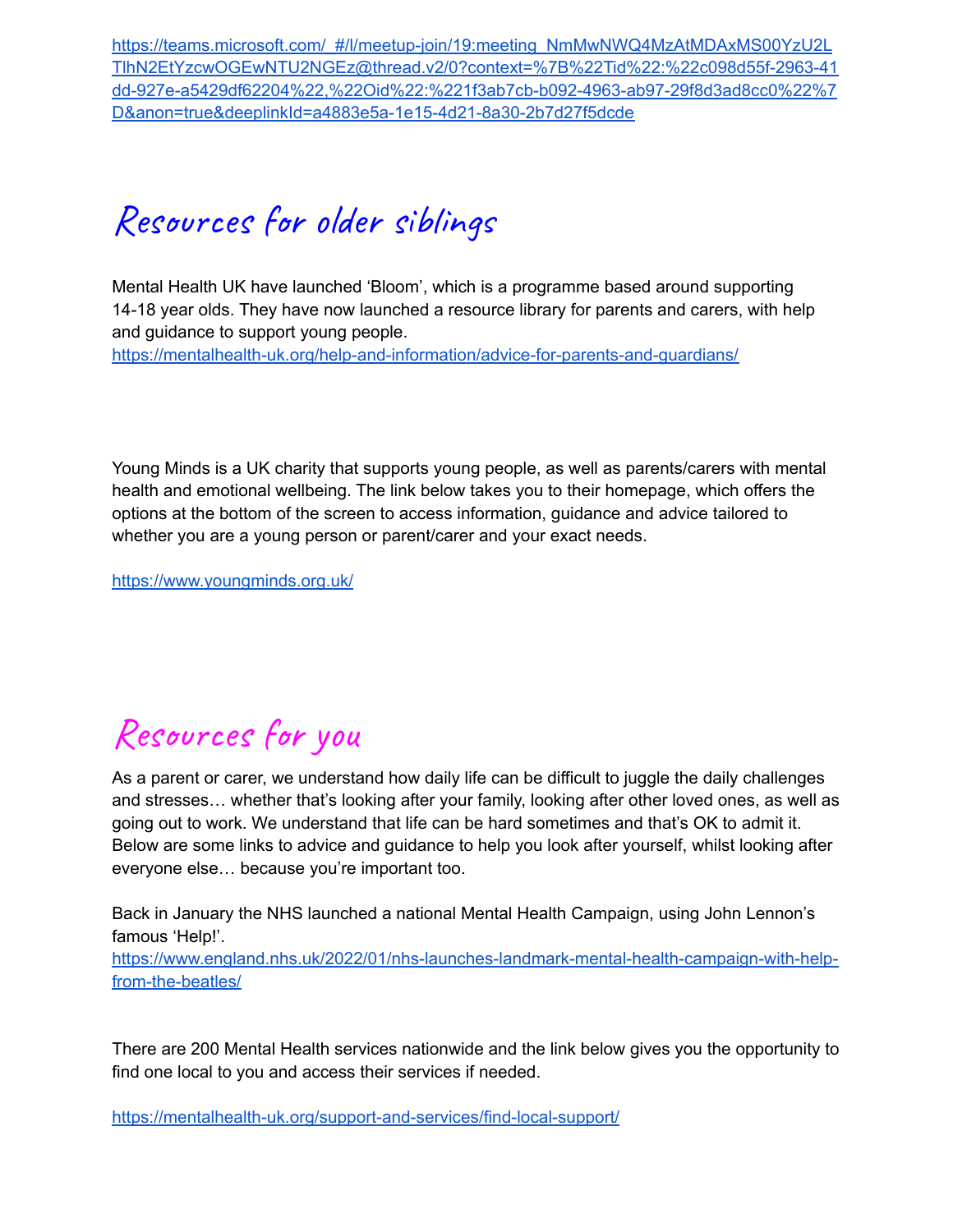https://teams.microsoft.com/_#/l/meetup-join/19:meeting_NmMwNWQ4MzAtMDAxMS00YzU2LTlhN2EtYzcwOGEwNTU2NGEz@thread.v2/0?context=%7B%22Tid%22:%22c098d55f-2963-41dd-927e-a5429df62204%22,%22Oid%22:%221f3ab7cb-b092-4963-ab97-29f8d3ad8cc0%22%7D&anon=true&deeplinkId=a4883e5a-1e15-4d21-8a30-2b7d27f5dcde

## Resources for older siblings

Mental Health UK have launched 'Bloom', which is a programme based around supporting 14-18 year olds. They have now launched a resource library for parents and carers, with help and guidance to support young people.
https://mentalhealth-uk.org/help-and-information/advice-for-parents-and-guardians/

Young Minds is a UK charity that supports young people, as well as parents/carers with mental health and emotional wellbeing. The link below takes you to their homepage, which offers the options at the bottom of the screen to access information, guidance and advice tailored to whether you are a young person or parent/carer and your exact needs.

https://www.youngminds.org.uk/

## Resources for you

As a parent or carer, we understand how daily life can be difficult to juggle the daily challenges and stresses… whether that's looking after your family, looking after other loved ones, as well as going out to work. We understand that life can be hard sometimes and that's OK to admit it. Below are some links to advice and guidance to help you look after yourself, whilst looking after everyone else… because you're important too.

Back in January the NHS launched a national Mental Health Campaign, using John Lennon's famous 'Help!'.
https://www.england.nhs.uk/2022/01/nhs-launches-landmark-mental-health-campaign-with-help-from-the-beatles/

There are 200 Mental Health services nationwide and the link below gives you the opportunity to find one local to you and access their services if needed.

https://mentalhealth-uk.org/support-and-services/find-local-support/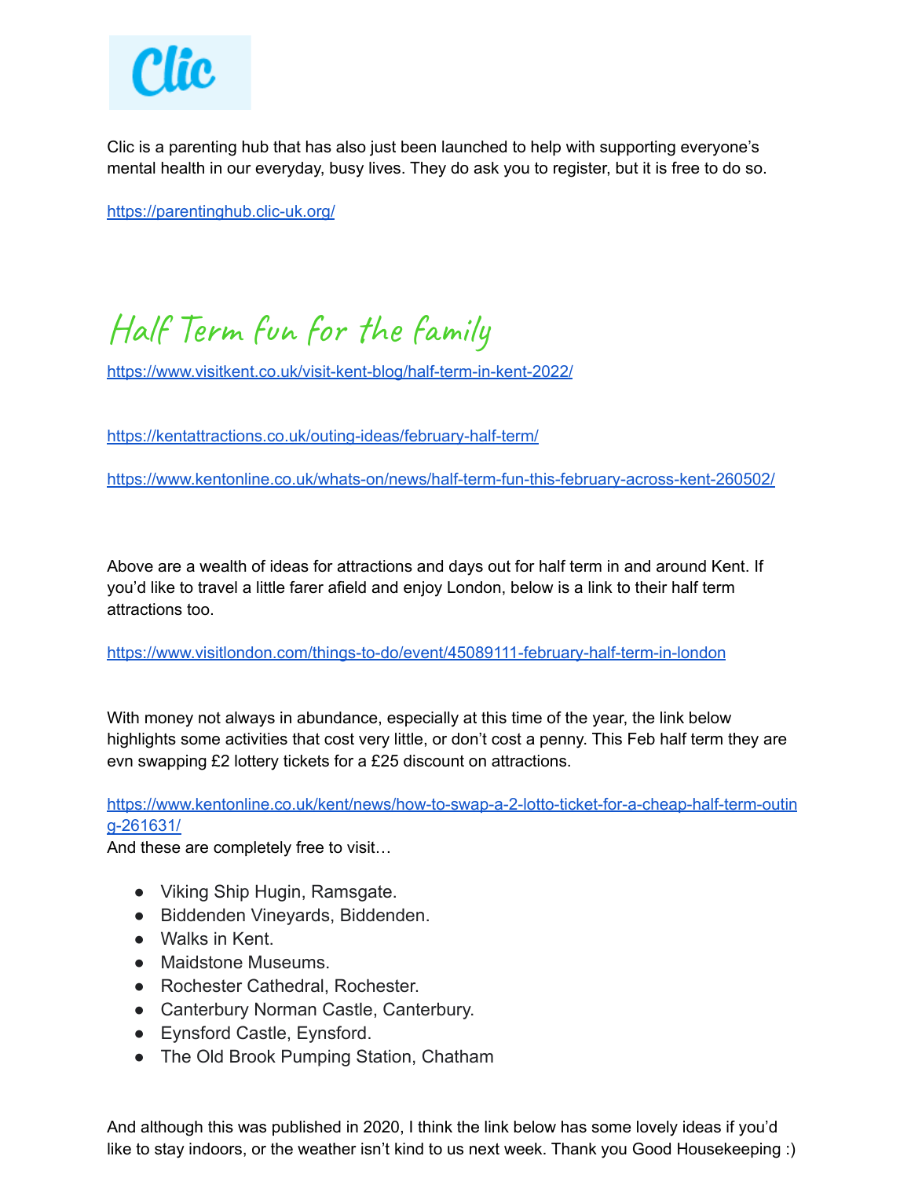Clic

Clic is a parenting hub that has also just been launched to help with supporting everyone's mental health in our everyday, busy lives. They do ask you to register, but it is free to do so.

https://parentinghub.clic-uk.org/

## Half Term fun for the family

https://www.visitkent.co.uk/visit-kent-blog/half-term-in-kent-2022/

https://kentattractions.co.uk/outing-ideas/february-half-term/

https://www.kentonline.co.uk/whats-on/news/half-term-fun-this-february-across-kent-260502/

Above are a wealth of ideas for attractions and days out for half term in and around Kent. If you'd like to travel a little farer afield and enjoy London, below is a link to their half term attractions too.

https://www.visitlondon.com/things-to-do/event/45089111-february-half-term-in-london

With money not always in abundance, especially at this time of the year, the link below highlights some activities that cost very little, or don't cost a penny. This Feb half term they are evn swapping £2 lottery tickets for a £25 discount on attractions.

https://www.kentonline.co.uk/kent/news/how-to-swap-a-2-lotto-ticket-for-a-cheap-half-term-outing-261631/

And these are completely free to visit…

- Viking Ship Hugin, Ramsgate.
- Biddenden Vineyards, Biddenden.
- Walks in Kent.
- Maidstone Museums.
- Rochester Cathedral, Rochester.
- Canterbury Norman Castle, Canterbury.
- Eynsford Castle, Eynsford.
- The Old Brook Pumping Station, Chatham

And although this was published in 2020, I think the link below has some lovely ideas if you'd like to stay indoors, or the weather isn't kind to us next week. Thank you Good Housekeeping :)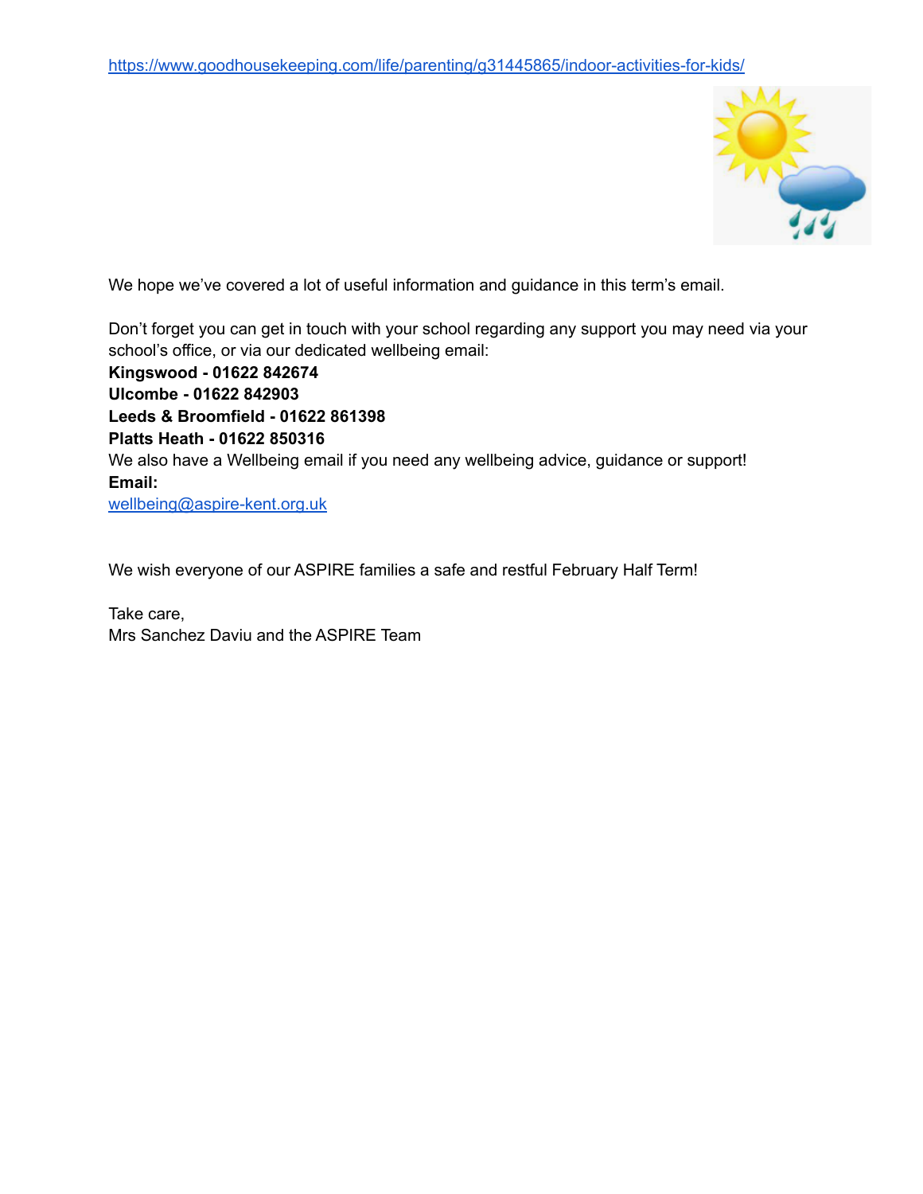https://www.goodhousekeeping.com/life/parenting/g31445865/indoor-activities-for-kids/

We hope we've covered a lot of useful information and guidance in this term's email.

Don't forget you can get in touch with your school regarding any support you may need via your school's office, or via our dedicated wellbeing email:

**Kingswood - 01622 842674**
**Ulcombe - 01622 842903**
**Leeds & Broomfield - 01622 861398**
**Platts Heath - 01622 850316**

We also have a Wellbeing email if you need any wellbeing advice, guidance or support!

**Email:**
wellbeing@aspire-kent.org.uk

We wish everyone of our ASPIRE families a safe and restful February Half Term!

Take care,
Mrs Sanchez Daviu and the ASPIRE Team